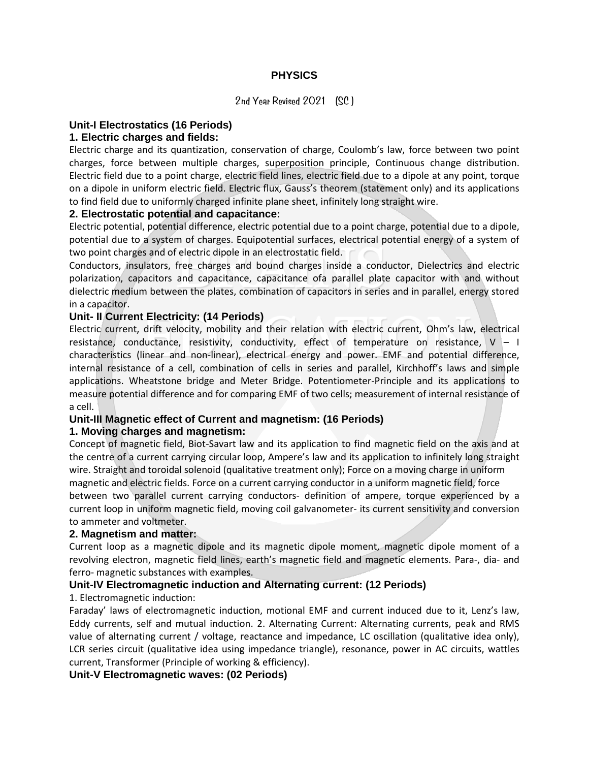# PHYSICS

2nd Year Revised 2021 (SC)

## Unit-I Electrostatics (16 Periods)

### 1. Electric charges and fields:

Electric charge and its quantization, conservation of charge, Coulomb's law, force between two point charges, force between multiple charges, superposition principle, Continuous change distribution. Electric field due to a point charge, electric field lines, electric field due to a dipole at any point, torque on a dipole in uniform electric field. Electric flux, Gauss's theorem (statement only) and its applications to find field due to uniformly charged infinite plane sheet, infinitely long straight wire.

### 2. Electrostatic potential and capacitance:

Electric potential, potential difference, electric potential due to a point charge, potential due to a dipole, potential due to a system of charges. Equipotential surfaces, electrical potential energy of a system of two point charges and of electric dipole in an electrostatic field.

Conductors, insulators, free charges and bound charges inside a conductor, Dielectrics and electric polarization, capacitors and capacitance, capacitance ofa parallel plate capacitor with and without dielectric medium between the plates, combination of capacitors in series and in parallel, energy stored in a capacitor.

## Unit- II Current Electricity: (14 Periods)

Electric current, drift velocity, mobility and their relation with electric current, Ohm's law, electrical resistance, conductance, resistivity, conductivity, effect of temperature on resistance, V – I characteristics (linear and non-linear), electrical energy and power. EMF and potential difference, internal resistance of a cell, combination of cells in series and parallel, Kirchhoff's laws and simple applications. Wheatstone bridge and Meter Bridge. Potentiometer-Principle and its applications to measure potential difference and for comparing EMF of two cells; measurement of internal resistance of a cell.

## Unit-III Magnetic effect of Current and magnetism: (16 Periods)

### 1. Moving charges and magnetism:

Concept of magnetic field, Biot-Savart law and its application to find magnetic field on the axis and at the centre of a current carrying circular loop, Ampere's law and its application to infinitely long straight wire. Straight and toroidal solenoid (qualitative treatment only); Force on a moving charge in uniform magnetic and electric fields. Force on a current carrying conductor in a uniform magnetic field, force between two parallel current carrying conductors- definition of ampere, torque experienced by a current loop in uniform magnetic field, moving coil galvanometer- its current sensitivity and conversion to ammeter and voltmeter.

### 2. Magnetism and matter:

Current loop as a magnetic dipole and its magnetic dipole moment, magnetic dipole moment of a revolving electron, magnetic field lines, earth's magnetic field and magnetic elements. Para-, dia- and ferro- magnetic substances with examples.

## Unit-IV Electromagnetic induction and Alternating current: (12 Periods)

1. Electromagnetic induction:

Faraday' laws of electromagnetic induction, motional EMF and current induced due to it, Lenz's law, Eddy currents, self and mutual induction. 2. Alternating Current: Alternating currents, peak and RMS value of alternating current / voltage, reactance and impedance, LC oscillation (qualitative idea only), LCR series circuit (qualitative idea using impedance triangle), resonance, power in AC circuits, wattles current, Transformer (Principle of working & efficiency).

## Unit-V Electromagnetic waves: (02 Periods)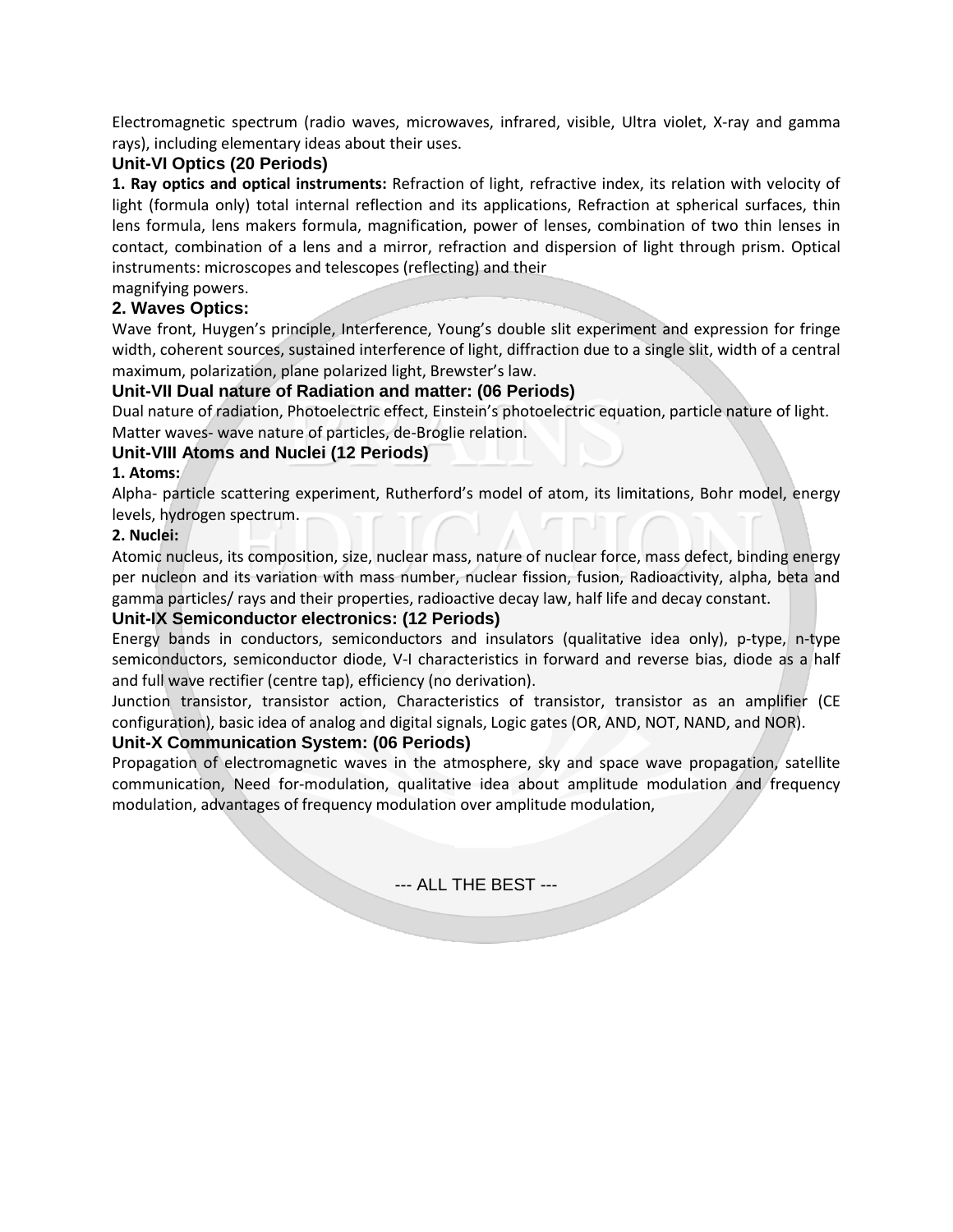Electromagnetic spectrum (radio waves, microwaves, infrared, visible, Ultra violet, X-ray and gamma rays), including elementary ideas about their uses.

## Unit-VI Optics (20 Periods)

**1. Ray optics and optical instruments:** Refraction of light, refractive index, its relation with velocity of light (formula only) total internal reflection and its applications, Refraction at spherical surfaces, thin lens formula, lens makers formula, magnification, power of lenses, combination of two thin lenses in contact, combination of a lens and a mirror, refraction and dispersion of light through prism. Optical instruments: microscopes and telescopes (reflecting) and their magnifying powers.

### 2. Waves Optics:

Wave front, Huygen's principle, Interference, Young's double slit experiment and expression for fringe width, coherent sources, sustained interference of light, diffraction due to a single slit, width of a central maximum, polarization, plane polarized light, Brewster's law.

## Unit-VII Dual nature of Radiation and matter: (06 Periods)

Dual nature of radiation, Photoelectric effect, Einstein's photoelectric equation, particle nature of light. Matter waves- wave nature of particles, de-Broglie relation.

## Unit-VIII Atoms and Nuclei (12 Periods)

**1. Atoms:**

Alpha- particle scattering experiment, Rutherford's model of atom, its limitations, Bohr model, energy levels, hydrogen spectrum.

**2. Nuclei:**

Atomic nucleus, its composition, size, nuclear mass, nature of nuclear force, mass defect, binding energy per nucleon and its variation with mass number, nuclear fission, fusion, Radioactivity, alpha, beta and gamma particles/ rays and their properties, radioactive decay law, half life and decay constant.

## Unit-IX Semiconductor electronics: (12 Periods)

Energy bands in conductors, semiconductors and insulators (qualitative idea only), p-type, n-type semiconductors, semiconductor diode, V-I characteristics in forward and reverse bias, diode as a half and full wave rectifier (centre tap), efficiency (no derivation).

Junction transistor, transistor action, Characteristics of transistor, transistor as an amplifier (CE configuration), basic idea of analog and digital signals, Logic gates (OR, AND, NOT, NAND, and NOR).

## Unit-X Communication System: (06 Periods)

Propagation of electromagnetic waves in the atmosphere, sky and space wave propagation, satellite communication, Need for-modulation, qualitative idea about amplitude modulation and frequency modulation, advantages of frequency modulation over amplitude modulation,

--- ALL THE BEST ---